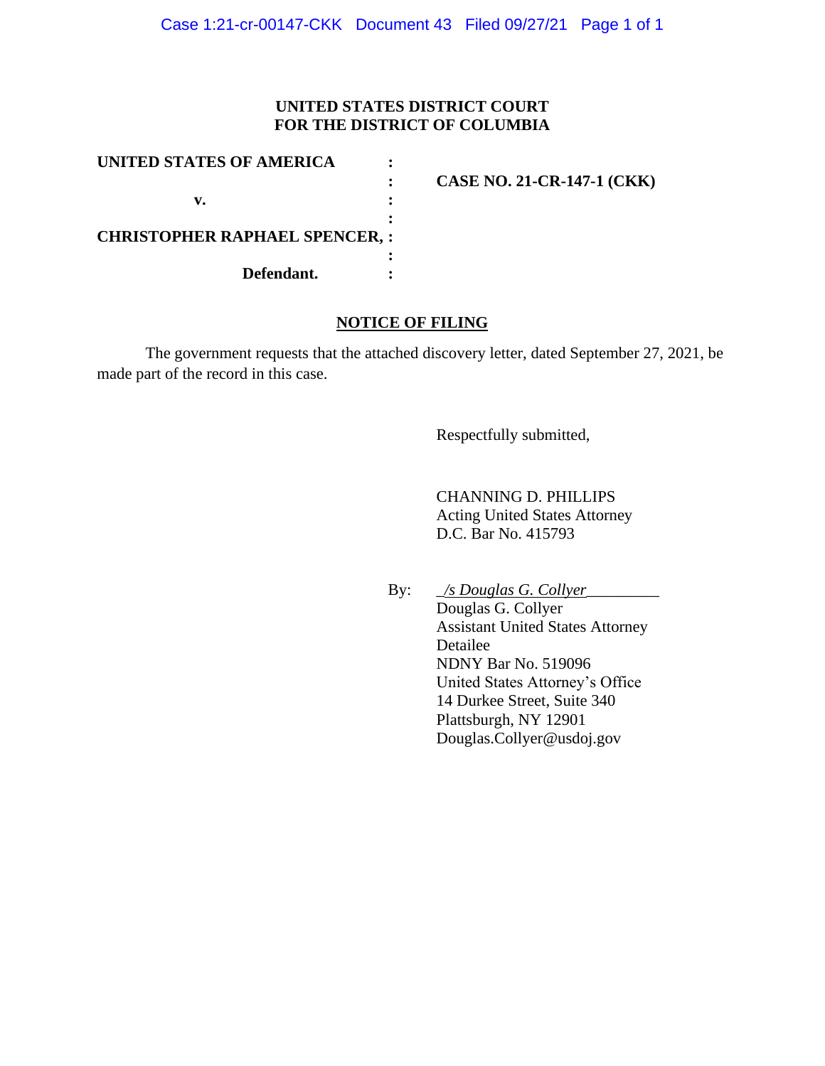**UNITED STATES DISTRICT COURT**
**FOR THE DISTRICT OF COLUMBIA**

| | | |
|---|---|---|
| **UNITED STATES OF AMERICA** | : | |
| | : | **CASE NO. 21-CR-147-1 (CKK)** |
| **v.** | : | |
| | : | |
| **CHRISTOPHER RAPHAEL SPENCER,** | : | |
| | : | |
| **Defendant.** | : | |

**NOTICE OF FILING**

The government requests that the attached discovery letter, dated September 27, 2021, be made part of the record in this case.

Respectfully submitted,

CHANNING D. PHILLIPS
Acting United States Attorney
D.C. Bar No. 415793

By: _/s Douglas G. Collyer_
Douglas G. Collyer
Assistant United States Attorney
Detailee
NDNY Bar No. 519096
United States Attorney's Office
14 Durkee Street, Suite 340
Plattsburgh, NY 12901
Douglas.Collyer@usdoj.gov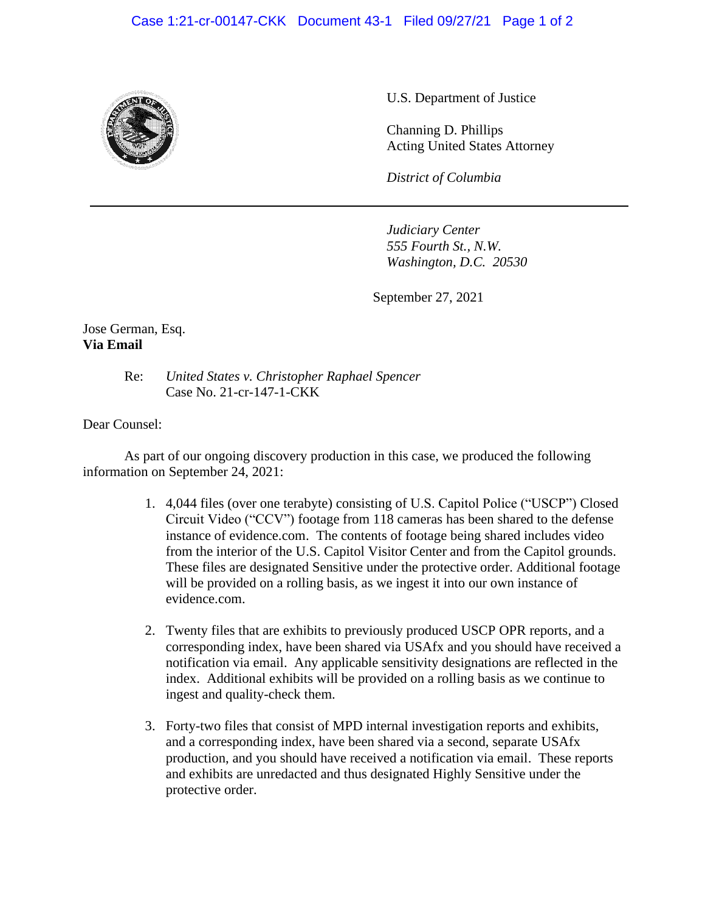U.S. Department of Justice

Channing D. Phillips
Acting United States Attorney

*District of Columbia*

---

*Judiciary Center*
*555 Fourth St., N.W.*
*Washington, D.C. 20530*

September 27, 2021

Jose German, Esq.
**Via Email**

Re: *United States v. Christopher Raphael Spencer*
Case No. 21-cr-147-1-CKK

Dear Counsel:

As part of our ongoing discovery production in this case, we produced the following information on September 24, 2021:

1. 4,044 files (over one terabyte) consisting of U.S. Capitol Police ("USCP") Closed Circuit Video ("CCV") footage from 118 cameras has been shared to the defense instance of evidence.com. The contents of footage being shared includes video from the interior of the U.S. Capitol Visitor Center and from the Capitol grounds. These files are designated Sensitive under the protective order. Additional footage will be provided on a rolling basis, as we ingest it into our own instance of evidence.com.

2. Twenty files that are exhibits to previously produced USCP OPR reports, and a corresponding index, have been shared via USAfx and you should have received a notification via email. Any applicable sensitivity designations are reflected in the index. Additional exhibits will be provided on a rolling basis as we continue to ingest and quality-check them.

3. Forty-two files that consist of MPD internal investigation reports and exhibits, and a corresponding index, have been shared via a second, separate USAfx production, and you should have received a notification via email. These reports and exhibits are unredacted and thus designated Highly Sensitive under the protective order.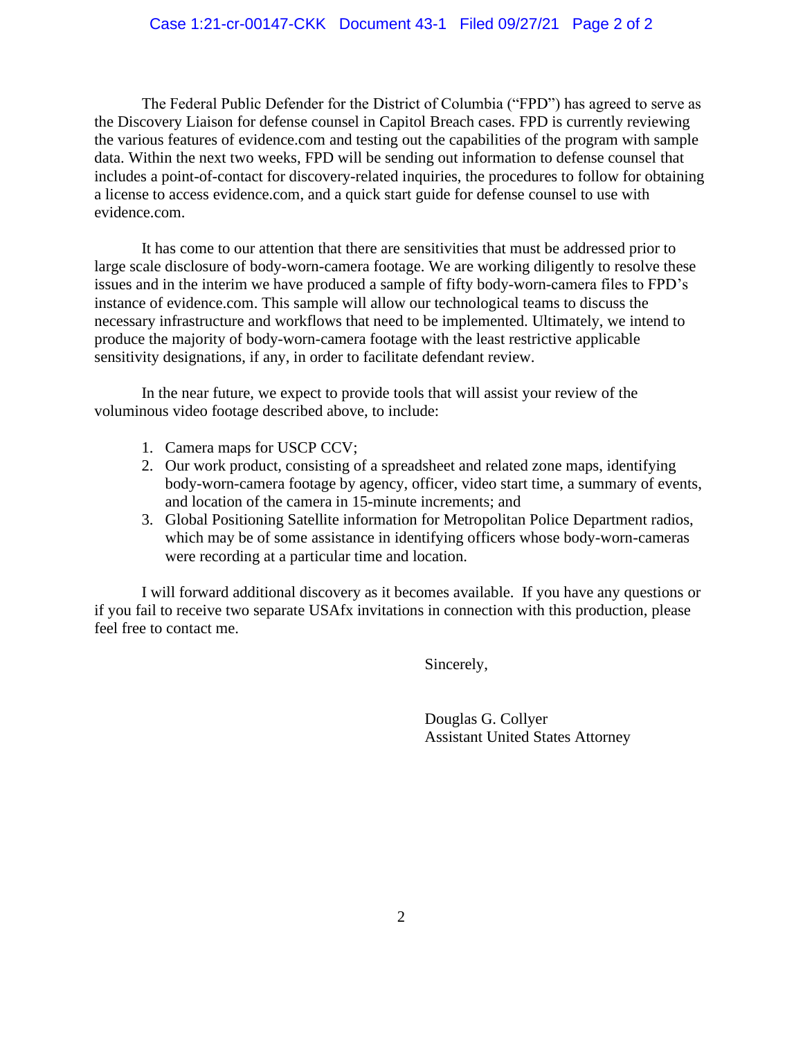The Federal Public Defender for the District of Columbia ("FPD") has agreed to serve as the Discovery Liaison for defense counsel in Capitol Breach cases. FPD is currently reviewing the various features of evidence.com and testing out the capabilities of the program with sample data. Within the next two weeks, FPD will be sending out information to defense counsel that includes a point-of-contact for discovery-related inquiries, the procedures to follow for obtaining a license to access evidence.com, and a quick start guide for defense counsel to use with evidence.com.

It has come to our attention that there are sensitivities that must be addressed prior to large scale disclosure of body-worn-camera footage. We are working diligently to resolve these issues and in the interim we have produced a sample of fifty body-worn-camera files to FPD's instance of evidence.com. This sample will allow our technological teams to discuss the necessary infrastructure and workflows that need to be implemented. Ultimately, we intend to produce the majority of body-worn-camera footage with the least restrictive applicable sensitivity designations, if any, in order to facilitate defendant review.

In the near future, we expect to provide tools that will assist your review of the voluminous video footage described above, to include:

1. Camera maps for USCP CCV;
2. Our work product, consisting of a spreadsheet and related zone maps, identifying body-worn-camera footage by agency, officer, video start time, a summary of events, and location of the camera in 15-minute increments; and
3. Global Positioning Satellite information for Metropolitan Police Department radios, which may be of some assistance in identifying officers whose body-worn-cameras were recording at a particular time and location.

I will forward additional discovery as it becomes available. If you have any questions or if you fail to receive two separate USAfx invitations in connection with this production, please feel free to contact me.

Sincerely,

Douglas G. Collyer
Assistant United States Attorney